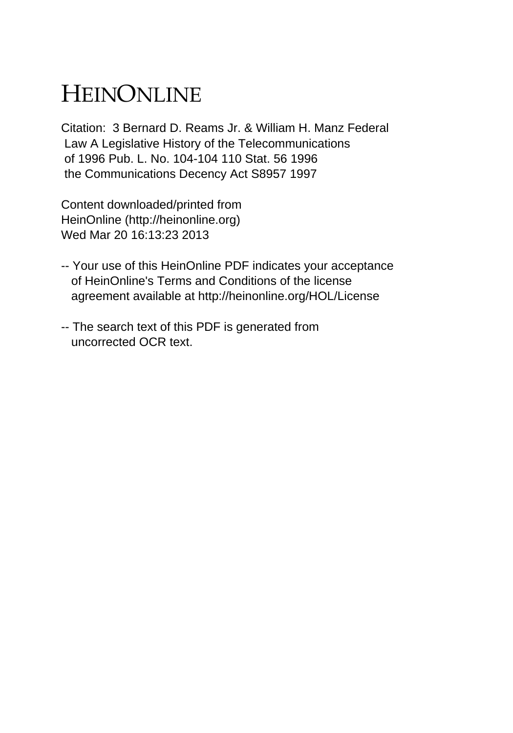# HEINONLINE

Citation: 3 Bernard D. Reams Jr. & William H. Manz Federal Law A Legislative History of the Telecommunications of 1996 Pub. L. No. 104-104 110 Stat. 56 1996 the Communications Decency Act S8957 1997

Content downloaded/printed from HeinOnline (http://heinonline.org) Wed Mar 20 16:13:23 2013

-- Your use of this HeinOnline PDF indicates your acceptance of HeinOnline's Terms and Conditions of the license agreement available at http://heinonline.org/HOL/License

-- The search text of this PDF is generated from uncorrected OCR text.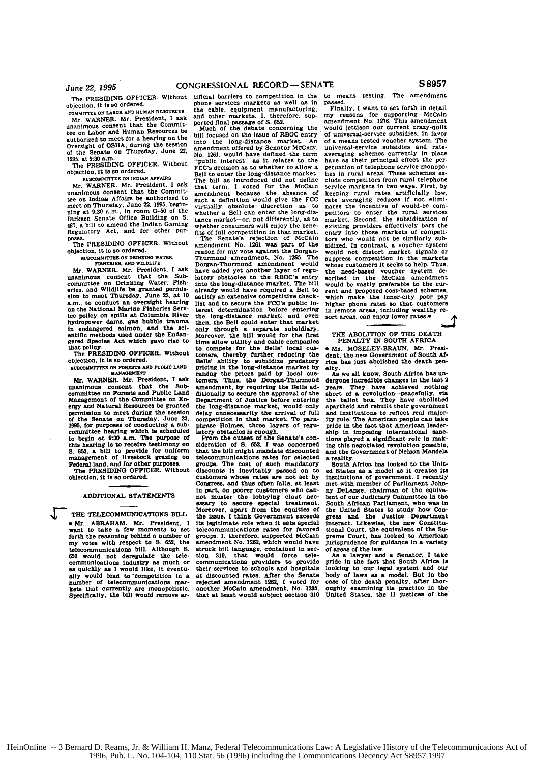The PRESIDING OFFICER. Without objection, it is so ordered.

COMMITTEE ON LABOR AND HUMAN RESOURCES

Mr. WARNER. Mr. President, I ask unanimous consent that the Committee on Labor and Human Resources be authorized to meet for a hearing on the Oversight of OSHA, during the session of the Senate on Thursday, June 22, 1995, at 9:30 a.m.

The PRESIDING OFFICER. Without objection, it is so ordered.

SUBCOMMITTEE ON INDIAN AFFAIRS

Mr. WARNER. Mr. President, I ask unanimous consent that the Committee on Indian Affairs be authorized to meet on Thursday, June 22, 1995, beginning at 9:30 a.m., in room G-50 of the Dirksen Senate Office Building on S. 487, a bill to amend the Indian Gaming Regulatory Act, and for other purposes.

The PRESIDING OFFICER. Without objection, it is so ordered.

SUBCOMMITTEE ON DRINKING WATER, FISHERIES, AND WILDLIFE

Mr. WARNER. Mr. President, I ask unanimous consent that the Subcommittee on Drinking Water, Fisheries, and Wildlife be granted permission to meet Thursday, June 22, at 10 a.m., to conduct an oversight hearing on the National Marine Fisheries Service policy on spills at Columbia River hydropower dams, gas bubble trauma in endangered salmon, and the scientific methods used under the Endangered Species Act which gave rise to that policy.

The PRESIDING OFFICER. Without objection, it is so ordered.

SUBCOMMITTEE ON FORESTS AND PUBLIC LAND MANAGEMENT

Mr. WARNER. Mr. President, I ask unanimous consent that the Subcommittee on Forests and Public Land Management of the Committee on Energy and Natural Resources be granted permission to meet during the session of the Senate on Thursday, June 22, 1995, for purposes of conducting a subcommittee hearing which is scheduled to begin at 9:30 a.m. The purpose of this hearing is to receive testimony on S. 852, a bill to provide for uniform management of livestock grazing on Federal land, and for other purposes.

The PRESIDING OFFICER. Without objection, it is so ordered.

## ADDITIONAL STATEMENTS

### THE TELECOMMUNICATIONS BILL

• Mr. ABRAHAM. Mr. President, I want to take a few moments to set forth the reasoning behind a number of my votes with respect to S. 652, the telecommunications bill. Although S. 652 would not deregulate the telecommunications industry as much or as quickly as I would like, it eventually would lead to competition in a number of telecommunications markets that currently are monopolistic. Specifically, the bill would remove artificial barriers to competition in the phone services markets as well as in the cable, equipment manufacturing, and other markets. I, therefore, supported final passage of S. 652.

Much of the debate concerning the bill focused on the issue of RBOC entry into the long-distance market. An amendment offered by Senator MCCAIN, No. 1261, would have defined the term "public interest" as it relates to the FCC's decision as to whether to allow a Bell to enter the long-distance market. The bill as introduced did not define that term. I voted for the McCain amendment because the absence of such a definition would give the FCC virtually absolute discretion as to whether a Bell can enter the long-distance market—or, put differently, as to whether consumers will enjoy the benefits of full competition in that market.

The Senate's rejection of McCain amendment No. 1261 was part of the reason for my vote against the Dorgan-Thurmond amendment, No. 1265. The Dorgan-Thurmond amendment would have added yet another layer of regulatory obstacles to the RBOC's entry into the long-distance market. The bill already would have required a Bell to satisfy an extensive competitive checklist and to secure the FCC's public interest determination before entering the long-distance market; and even then, the Bell could enter that market only through a separate subsidiary. Moreover, the bill would for the first time allow utility and cable companies to compete for the Bells' local customers, thereby further reducing the Bells' ability to subsidize predatory pricing in the long-distance market by raising the prices paid by local customers. Thus, the Dorgan-Thurmond amendment, by requiring the Bells additionally to secure the approval of the Department of Justice before entering the long-distance market, would only delay unnecessarily the arrival of full competition in that market. To paraphrase Holmes, three layers of regulatory obstacles is enough.

From the outset of the Senate's consideration of S. 652, I was concerned that the bill might mandate discounted telecommunications rates for selected groups. The cost of such mandatory discounts is inevitably passed on to customers whose rates are not set by Congress, and thus often falls, at least in part, on poorer customers who cannot muster the lobbying clout necessary to secure special treatment. Moreover, apart from the equities of the issue, I think Government exceeds its legitimate role when it sets special telecommunications rates for favored groups. I, therefore, supported McCain amendment No. 1262, which would have struck bill language, contained in section 310, that would force telecommunications providers to provide their services to schools and hospitals at discounted rates. After the Senate rejected amendment 1262, I voted for another McCain amendment, No. 1285, that at least would subject section 310 to means testing. The amendment passed.

Finally, I want to set forth in detail my reasons for supporting McCain amendment No. 1276. This amendment would jettison our current crazy-quilt of universal-service subsidies, in favor of a means tested voucher system. The universal-service subsidies and rate-averaging schemes currently in place have as their principal effect the perpetuation of telephone service monopolies in rural areas. These schemes exclude competitors from rural telephone service markets in two ways. First, by keeping rural rates artificially low, rate averaging reduces if not eliminates the incentive of would-be competitors to enter the rural services market. Second, the subsidization of existing providers effectively bars the entry into those markets of competitors who would not be similarly subsidized. In contrast, a voucher system would not distort market signals or suppress competition in the markets whose customers it seeks to help. Thus, the need-based voucher system described in the McCain amendment would be vastly preferable to the current and proposed cost-based schemes, which make the inner-city poor pay higher phone rates so that customers in remote areas, including wealthy resort areas, can enjoy lower rates.•

### THE ABOLITION OF THE DEATH PENALTY IN SOUTH AFRICA

• Ms. MOSELEY-BRAUN. Mr. President, the new Government of South Africa has just abolished the death penalty.

As we all know, South Africa has undergone incredible changes in the last 2 years. They have achieved nothing short of a revolution—peacefully, via the ballot box. They have abolished apartheid and rebuilt their government and institutions to reflect real majority rule. The American people can take pride in the fact that American leadership in imposing international sanctions played a significant role in making this negotiated revolution possible, and the Government of Nelson Mandela a reality.

South Africa has looked to the United States as a model as it creates its institutions of government. I recently met with member of Parliament Johnny DeLange, chairman of the equivalent of our Judiciary Committee in the South African Parliament, who was in the United States to study how Congress and the Justice Department interact. Likewise, the new Constitutional Court, the equivalent of the Supreme Court, has looked to American jurisprudence for guidance in a variety of areas of the law.

As a lawyer and a Senator, I take pride in the fact that South Africa is looking to our legal system and our body of laws as a model. But in the case of the death penalty, after thoroughly examining its practice in the United States, the 11 justices of the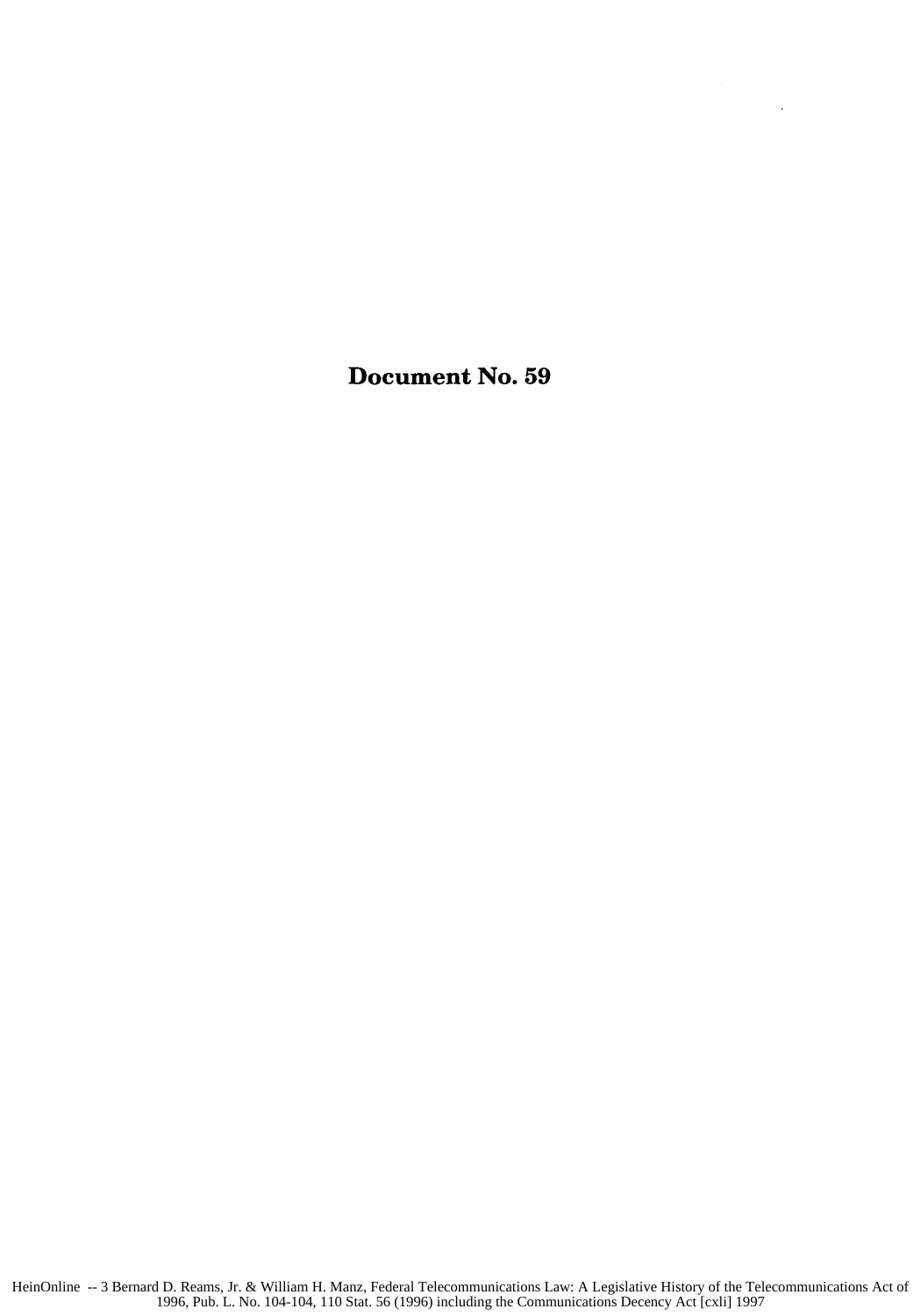# Document No. 59